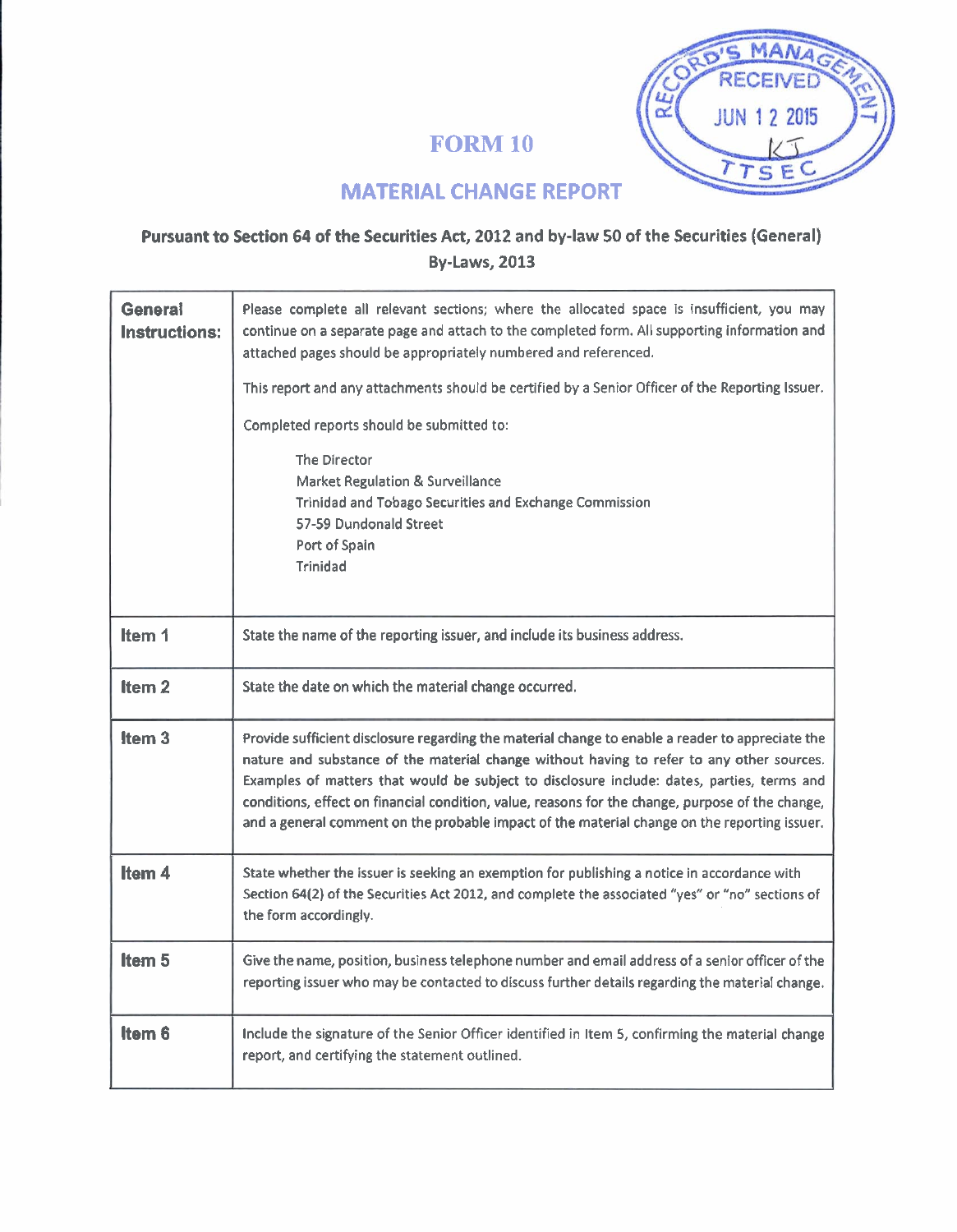RECORD'S MANAGEMENT
RECEIVED
JUN 12 2015
KJ
TTSEC

# FORM 10

## MATERIAL CHANGE REPORT

### Pursuant to Section 64 of the Securities Act, 2012 and by-law 50 of the Securities (General) By-Laws, 2013

| | |
|---|---|
| **General Instructions:** | Please complete all relevant sections; where the allocated space is insufficient, you may continue on a separate page and attach to the completed form. All supporting information and attached pages should be appropriately numbered and referenced.<br><br>This report and any attachments should be certified by a Senior Officer of the Reporting Issuer.<br><br>Completed reports should be submitted to:<br><br>The Director<br>Market Regulation & Surveillance<br>Trinidad and Tobago Securities and Exchange Commission<br>57-59 Dundonald Street<br>Port of Spain<br>Trinidad |
| **Item 1** | State the name of the reporting issuer, and include its business address. |
| **Item 2** | State the date on which the material change occurred. |
| **Item 3** | Provide sufficient disclosure regarding the material change to enable a reader to appreciate the nature and substance of the material change without having to refer to any other sources. Examples of matters that would be subject to disclosure include: dates, parties, terms and conditions, effect on financial condition, value, reasons for the change, purpose of the change, and a general comment on the probable impact of the material change on the reporting issuer. |
| **Item 4** | State whether the issuer is seeking an exemption for publishing a notice in accordance with Section 64(2) of the Securities Act 2012, and complete the associated "yes" or "no" sections of the form accordingly. |
| **Item 5** | Give the name, position, business telephone number and email address of a senior officer of the reporting issuer who may be contacted to discuss further details regarding the material change. |
| **Item 6** | Include the signature of the Senior Officer identified in Item 5, confirming the material change report, and certifying the statement outlined. |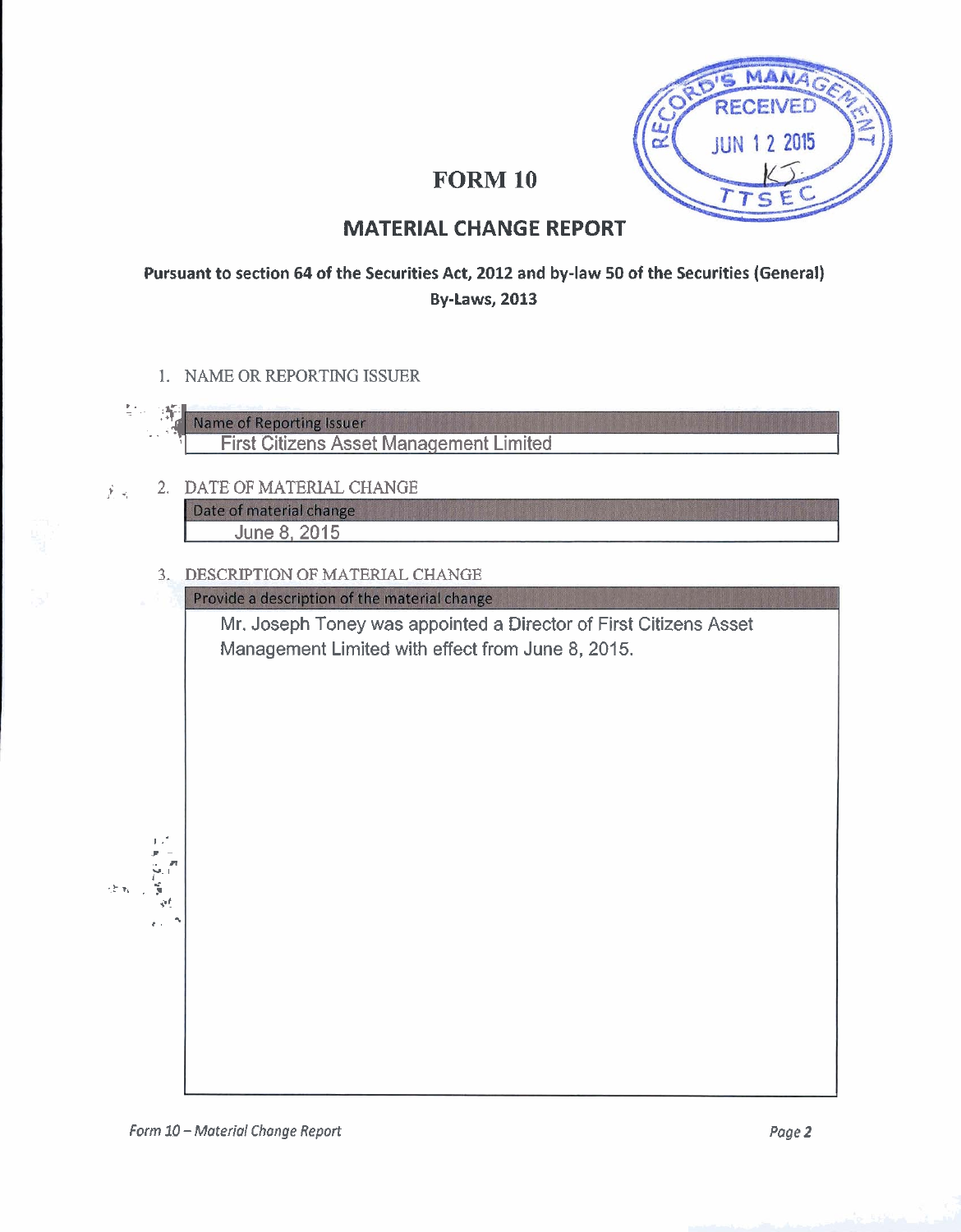# FORM 10

## MATERIAL CHANGE REPORT

**Pursuant to section 64 of the Securities Act, 2012 and by-law 50 of the Securities (General) By-Laws, 2013**

RECORD'S MANAGEMENT
RECEIVED
JUN 1 2 2015
KJ
TTSEC

1. NAME OR REPORTING ISSUER

| Name of Reporting Issuer |
|---|
| First Citizens Asset Management Limited |

2. DATE OF MATERIAL CHANGE

| Date of material change |
|---|
| June 8, 2015 |

3. DESCRIPTION OF MATERIAL CHANGE

| Provide a description of the material change |
|---|
| Mr. Joseph Toney was appointed a Director of First Citizens Asset Management Limited with effect from June 8, 2015. |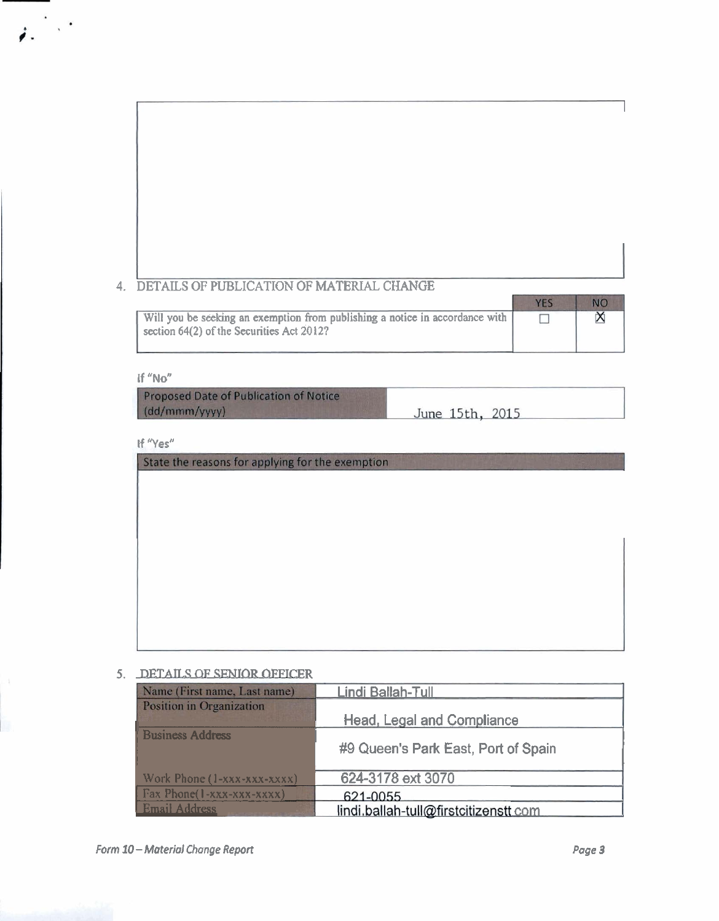## 4. DETAILS OF PUBLICATION OF MATERIAL CHANGE

| | YES | NO |
|---|---|---|
| Will you be seeking an exemption from publishing a notice in accordance with section 64(2) of the Securities Act 2012? | ☐ | ☒ |

If "No"

| Proposed Date of Publication of Notice (dd/mmm/yyyy) | June 15th, 2015 |
|---|---|

If "Yes"

| State the reasons for applying for the exemption |
|---|
| |

## 5. DETAILS OF SENIOR OFFICER

| | |
|---|---|
| Name (First name, Last name) | Lindi Ballah-Tull |
| Position in Organization | Head, Legal and Compliance |
| Business Address | #9 Queen's Park East, Port of Spain |
| Work Phone (1-xxx-xxx-xxxx) | 624-3178 ext 3070 |
| Fax Phone(1-xxx-xxx-xxxx) | 621-0055 |
| Email Address | lindi.ballah-tull@firstcitizenstt.com |

*Form 10 – Material Change Report*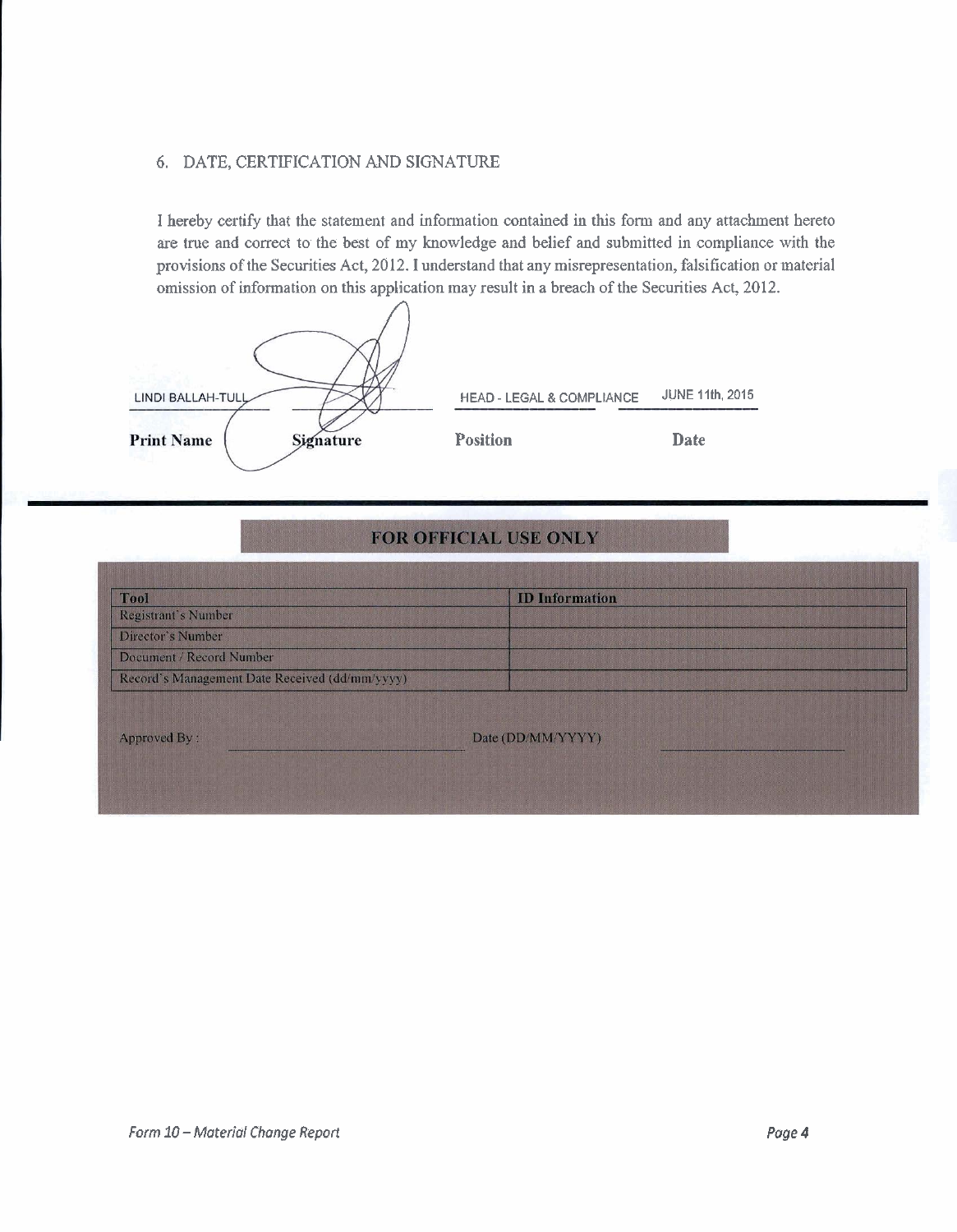## 6. DATE, CERTIFICATION AND SIGNATURE

I hereby certify that the statement and information contained in this form and any attachment hereto are true and correct to the best of my knowledge and belief and submitted in compliance with the provisions of the Securities Act, 2012. I understand that any misrepresentation, falsification or material omission of information on this application may result in a breach of the Securities Act, 2012.

| LINDI BALLAH-TULL | | HEAD - LEGAL & COMPLIANCE | JUNE 11th, 2015 |
|---|---|---|---|
| **Print Name** | **Signature** | **Position** | **Date** |

**FOR OFFICIAL USE ONLY**

| Tool | ID Information |
|---|---|
| Registrant's Number | |
| Director's Number | |
| Document / Record Number | |
| Record's Management Date Received (dd/mm/yyyy) | |

Approved By : ____________________ Date (DD/MM/YYYY) ____________________